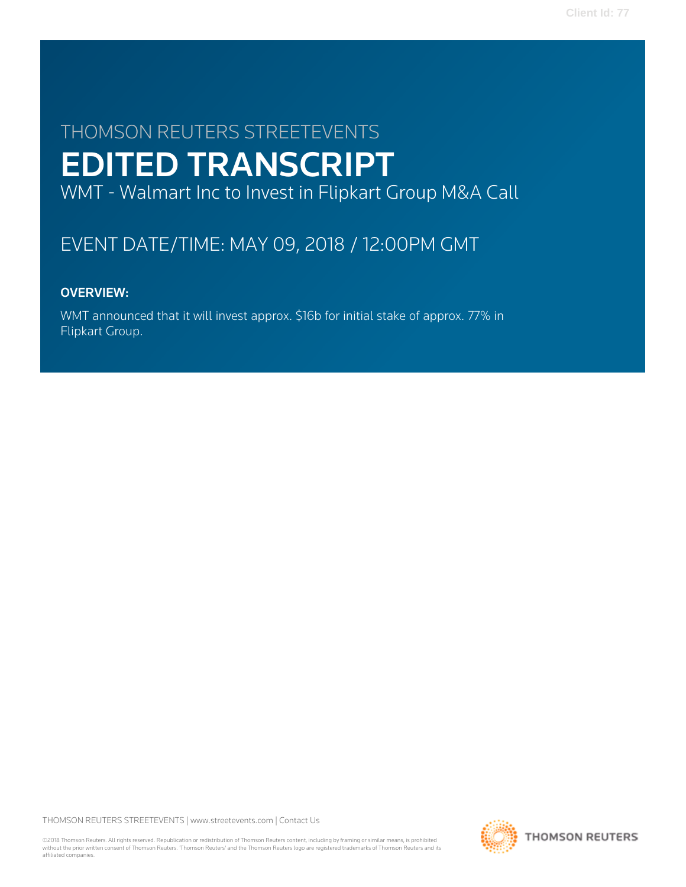THOMSON REUTERS STREETEVENTS

# EDITED TRANSCRIPT

WMT - Walmart Inc to Invest in Flipkart Group M&A Call

## EVENT DATE/TIME: MAY 09, 2018 / 12:00PM GMT

**OVERVIEW:**

WMT announced that it will invest approx. $16b for initial stake of approx. 77% in Flipkart Group.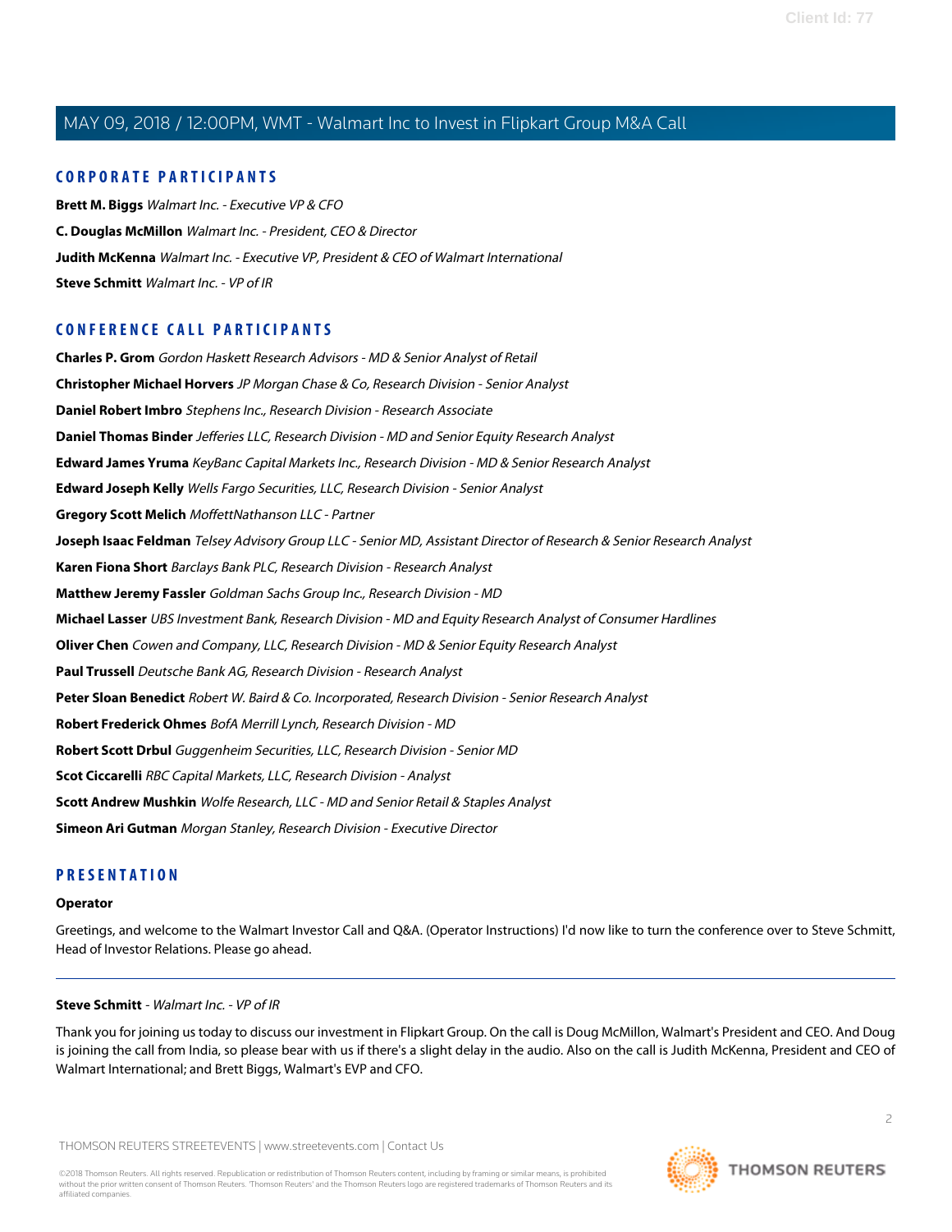## CORPORATE PARTICIPANTS

**Brett M. Biggs** *Walmart Inc. - Executive VP & CFO*

**C. Douglas McMillon** *Walmart Inc. - President, CEO & Director*

**Judith McKenna** *Walmart Inc. - Executive VP, President & CEO of Walmart International*

**Steve Schmitt** *Walmart Inc. - VP of IR*

## CONFERENCE CALL PARTICIPANTS

**Charles P. Grom** *Gordon Haskett Research Advisors - MD & Senior Analyst of Retail*

**Christopher Michael Horvers** *JP Morgan Chase & Co, Research Division - Senior Analyst*

**Daniel Robert Imbro** *Stephens Inc., Research Division - Research Associate*

**Daniel Thomas Binder** *Jefferies LLC, Research Division - MD and Senior Equity Research Analyst*

**Edward James Yruma** *KeyBanc Capital Markets Inc., Research Division - MD & Senior Research Analyst*

**Edward Joseph Kelly** *Wells Fargo Securities, LLC, Research Division - Senior Analyst*

**Gregory Scott Melich** *MoffettNathanson LLC - Partner*

**Joseph Isaac Feldman** *Telsey Advisory Group LLC - Senior MD, Assistant Director of Research & Senior Research Analyst*

**Karen Fiona Short** *Barclays Bank PLC, Research Division - Research Analyst*

**Matthew Jeremy Fassler** *Goldman Sachs Group Inc., Research Division - MD*

**Michael Lasser** *UBS Investment Bank, Research Division - MD and Equity Research Analyst of Consumer Hardlines*

**Oliver Chen** *Cowen and Company, LLC, Research Division - MD & Senior Equity Research Analyst*

**Paul Trussell** *Deutsche Bank AG, Research Division - Research Analyst*

**Peter Sloan Benedict** *Robert W. Baird & Co. Incorporated, Research Division - Senior Research Analyst*

**Robert Frederick Ohmes** *BofA Merrill Lynch, Research Division - MD*

**Robert Scott Drbul** *Guggenheim Securities, LLC, Research Division - Senior MD*

**Scot Ciccarelli** *RBC Capital Markets, LLC, Research Division - Analyst*

**Scott Andrew Mushkin** *Wolfe Research, LLC - MD and Senior Retail & Staples Analyst*

**Simeon Ari Gutman** *Morgan Stanley, Research Division - Executive Director*

## PRESENTATION

**Operator**

Greetings, and welcome to the Walmart Investor Call and Q&A. (Operator Instructions) I'd now like to turn the conference over to Steve Schmitt, Head of Investor Relations. Please go ahead.

---

**Steve Schmitt** - *Walmart Inc. - VP of IR*

Thank you for joining us today to discuss our investment in Flipkart Group. On the call is Doug McMillon, Walmart's President and CEO. And Doug is joining the call from India, so please bear with us if there's a slight delay in the audio. Also on the call is Judith McKenna, President and CEO of Walmart International; and Brett Biggs, Walmart's EVP and CFO.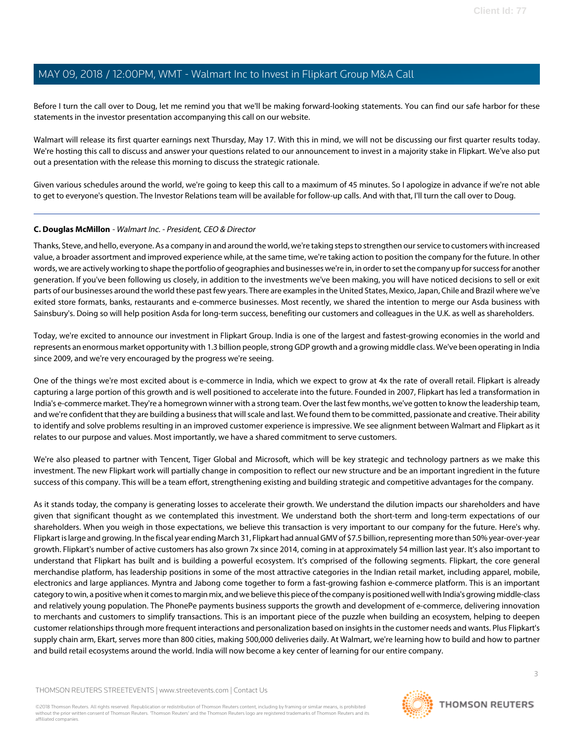Before I turn the call over to Doug, let me remind you that we'll be making forward-looking statements. You can find our safe harbor for these statements in the investor presentation accompanying this call on our website.

Walmart will release its first quarter earnings next Thursday, May 17. With this in mind, we will not be discussing our first quarter results today. We're hosting this call to discuss and answer your questions related to our announcement to invest in a majority stake in Flipkart. We've also put out a presentation with the release this morning to discuss the strategic rationale.

Given various schedules around the world, we're going to keep this call to a maximum of 45 minutes. So I apologize in advance if we're not able to get to everyone's question. The Investor Relations team will be available for follow-up calls. And with that, I'll turn the call over to Doug.

---

**C. Douglas McMillon** - *Walmart Inc. - President, CEO & Director*

Thanks, Steve, and hello, everyone. As a company in and around the world, we're taking steps to strengthen our service to customers with increased value, a broader assortment and improved experience while, at the same time, we're taking action to position the company for the future. In other words, we are actively working to shape the portfolio of geographies and businesses we're in, in order to set the company up for success for another generation. If you've been following us closely, in addition to the investments we've been making, you will have noticed decisions to sell or exit parts of our businesses around the world these past few years. There are examples in the United States, Mexico, Japan, Chile and Brazil where we've exited store formats, banks, restaurants and e-commerce businesses. Most recently, we shared the intention to merge our Asda business with Sainsbury's. Doing so will help position Asda for long-term success, benefiting our customers and colleagues in the U.K. as well as shareholders.

Today, we're excited to announce our investment in Flipkart Group. India is one of the largest and fastest-growing economies in the world and represents an enormous market opportunity with 1.3 billion people, strong GDP growth and a growing middle class. We've been operating in India since 2009, and we're very encouraged by the progress we're seeing.

One of the things we're most excited about is e-commerce in India, which we expect to grow at 4x the rate of overall retail. Flipkart is already capturing a large portion of this growth and is well positioned to accelerate into the future. Founded in 2007, Flipkart has led a transformation in India's e-commerce market. They're a homegrown winner with a strong team. Over the last few months, we've gotten to know the leadership team, and we're confident that they are building a business that will scale and last. We found them to be committed, passionate and creative. Their ability to identify and solve problems resulting in an improved customer experience is impressive. We see alignment between Walmart and Flipkart as it relates to our purpose and values. Most importantly, we have a shared commitment to serve customers.

We're also pleased to partner with Tencent, Tiger Global and Microsoft, which will be key strategic and technology partners as we make this investment. The new Flipkart work will partially change in composition to reflect our new structure and be an important ingredient in the future success of this company. This will be a team effort, strengthening existing and building strategic and competitive advantages for the company.

As it stands today, the company is generating losses to accelerate their growth. We understand the dilution impacts our shareholders and have given that significant thought as we contemplated this investment. We understand both the short-term and long-term expectations of our shareholders. When you weigh in those expectations, we believe this transaction is very important to our company for the future. Here's why. Flipkart is large and growing. In the fiscal year ending March 31, Flipkart had annual GMV of $7.5 billion, representing more than 50% year-over-year growth. Flipkart's number of active customers has also grown 7x since 2014, coming in at approximately 54 million last year. It's also important to understand that Flipkart has built and is building a powerful ecosystem. It's comprised of the following segments. Flipkart, the core general merchandise platform, has leadership positions in some of the most attractive categories in the Indian retail market, including apparel, mobile, electronics and large appliances. Myntra and Jabong come together to form a fast-growing fashion e-commerce platform. This is an important category to win, a positive when it comes to margin mix, and we believe this piece of the company is positioned well with India's growing middle-class and relatively young population. The PhonePe payments business supports the growth and development of e-commerce, delivering innovation to merchants and customers to simplify transactions. This is an important piece of the puzzle when building an ecosystem, helping to deepen customer relationships through more frequent interactions and personalization based on insights in the customer needs and wants. Plus Flipkart's supply chain arm, Ekart, serves more than 800 cities, making 500,000 deliveries daily. At Walmart, we're learning how to build and how to partner and build retail ecosystems around the world. India will now become a key center of learning for our entire company.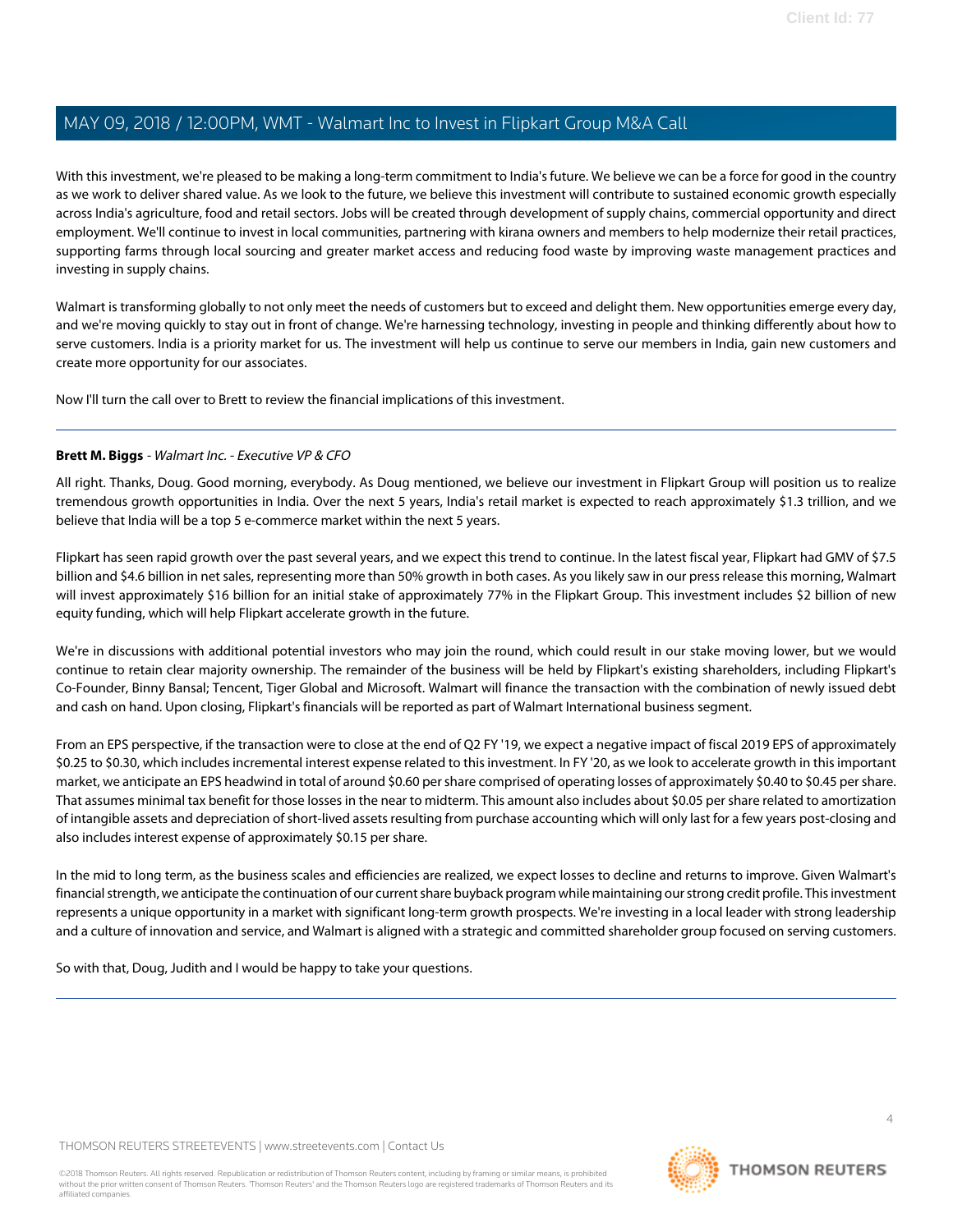With this investment, we're pleased to be making a long-term commitment to India's future. We believe we can be a force for good in the country as we work to deliver shared value. As we look to the future, we believe this investment will contribute to sustained economic growth especially across India's agriculture, food and retail sectors. Jobs will be created through development of supply chains, commercial opportunity and direct employment. We'll continue to invest in local communities, partnering with kirana owners and members to help modernize their retail practices, supporting farms through local sourcing and greater market access and reducing food waste by improving waste management practices and investing in supply chains.

Walmart is transforming globally to not only meet the needs of customers but to exceed and delight them. New opportunities emerge every day, and we're moving quickly to stay out in front of change. We're harnessing technology, investing in people and thinking differently about how to serve customers. India is a priority market for us. The investment will help us continue to serve our members in India, gain new customers and create more opportunity for our associates.

Now I'll turn the call over to Brett to review the financial implications of this investment.

---

**Brett M. Biggs** - *Walmart Inc. - Executive VP & CFO*

All right. Thanks, Doug. Good morning, everybody. As Doug mentioned, we believe our investment in Flipkart Group will position us to realize tremendous growth opportunities in India. Over the next 5 years, India's retail market is expected to reach approximately $1.3 trillion, and we believe that India will be a top 5 e-commerce market within the next 5 years.

Flipkart has seen rapid growth over the past several years, and we expect this trend to continue. In the latest fiscal year, Flipkart had GMV of $7.5 billion and $4.6 billion in net sales, representing more than 50% growth in both cases. As you likely saw in our press release this morning, Walmart will invest approximately $16 billion for an initial stake of approximately 77% in the Flipkart Group. This investment includes $2 billion of new equity funding, which will help Flipkart accelerate growth in the future.

We're in discussions with additional potential investors who may join the round, which could result in our stake moving lower, but we would continue to retain clear majority ownership. The remainder of the business will be held by Flipkart's existing shareholders, including Flipkart's Co-Founder, Binny Bansal; Tencent, Tiger Global and Microsoft. Walmart will finance the transaction with the combination of newly issued debt and cash on hand. Upon closing, Flipkart's financials will be reported as part of Walmart International business segment.

From an EPS perspective, if the transaction were to close at the end of Q2 FY '19, we expect a negative impact of fiscal 2019 EPS of approximately $0.25 to $0.30, which includes incremental interest expense related to this investment. In FY '20, as we look to accelerate growth in this important market, we anticipate an EPS headwind in total of around $0.60 per share comprised of operating losses of approximately $0.40 to $0.45 per share. That assumes minimal tax benefit for those losses in the near to midterm. This amount also includes about $0.05 per share related to amortization of intangible assets and depreciation of short-lived assets resulting from purchase accounting which will only last for a few years post-closing and also includes interest expense of approximately $0.15 per share.

In the mid to long term, as the business scales and efficiencies are realized, we expect losses to decline and returns to improve. Given Walmart's financial strength, we anticipate the continuation of our current share buyback program while maintaining our strong credit profile. This investment represents a unique opportunity in a market with significant long-term growth prospects. We're investing in a local leader with strong leadership and a culture of innovation and service, and Walmart is aligned with a strategic and committed shareholder group focused on serving customers.

So with that, Doug, Judith and I would be happy to take your questions.

---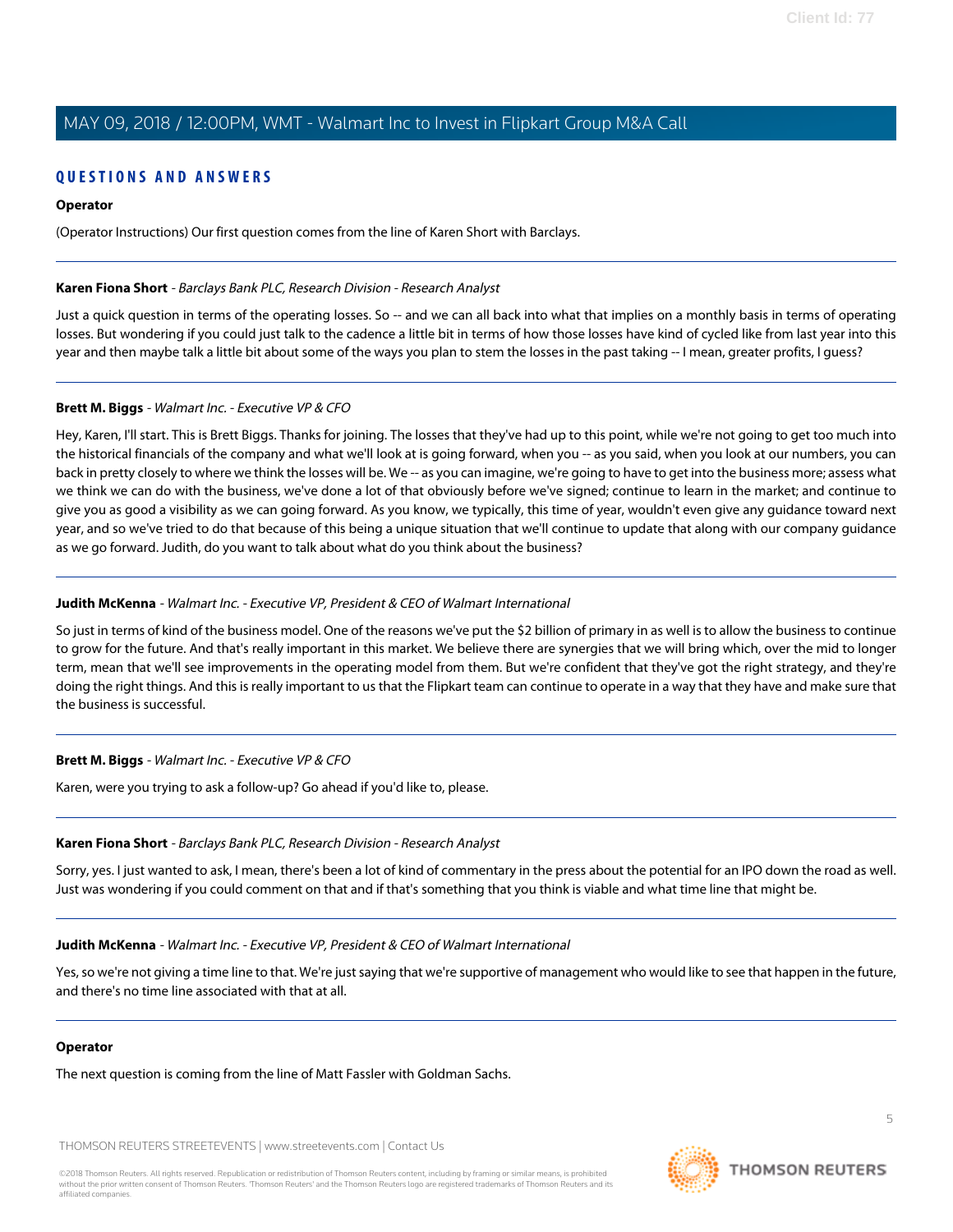## QUESTIONS AND ANSWERS

**Operator**

(Operator Instructions) Our first question comes from the line of Karen Short with Barclays.

---

**Karen Fiona Short** - *Barclays Bank PLC, Research Division - Research Analyst*

Just a quick question in terms of the operating losses. So -- and we can all back into what that implies on a monthly basis in terms of operating losses. But wondering if you could just talk to the cadence a little bit in terms of how those losses have kind of cycled like from last year into this year and then maybe talk a little bit about some of the ways you plan to stem the losses in the past taking -- I mean, greater profits, I guess?

---

**Brett M. Biggs** - *Walmart Inc. - Executive VP & CFO*

Hey, Karen, I'll start. This is Brett Biggs. Thanks for joining. The losses that they've had up to this point, while we're not going to get too much into the historical financials of the company and what we'll look at is going forward, when you -- as you said, when you look at our numbers, you can back in pretty closely to where we think the losses will be. We -- as you can imagine, we're going to have to get into the business more; assess what we think we can do with the business, we've done a lot of that obviously before we've signed; continue to learn in the market; and continue to give you as good a visibility as we can going forward. As you know, we typically, this time of year, wouldn't even give any guidance toward next year, and so we've tried to do that because of this being a unique situation that we'll continue to update that along with our company guidance as we go forward. Judith, do you want to talk about what do you think about the business?

---

**Judith McKenna** - *Walmart Inc. - Executive VP, President & CEO of Walmart International*

So just in terms of kind of the business model. One of the reasons we've put the $2 billion of primary in as well is to allow the business to continue to grow for the future. And that's really important in this market. We believe there are synergies that we will bring which, over the mid to longer term, mean that we'll see improvements in the operating model from them. But we're confident that they've got the right strategy, and they're doing the right things. And this is really important to us that the Flipkart team can continue to operate in a way that they have and make sure that the business is successful.

---

**Brett M. Biggs** - *Walmart Inc. - Executive VP & CFO*

Karen, were you trying to ask a follow-up? Go ahead if you'd like to, please.

---

**Karen Fiona Short** - *Barclays Bank PLC, Research Division - Research Analyst*

Sorry, yes. I just wanted to ask, I mean, there's been a lot of kind of commentary in the press about the potential for an IPO down the road as well. Just was wondering if you could comment on that and if that's something that you think is viable and what time line that might be.

---

**Judith McKenna** - *Walmart Inc. - Executive VP, President & CEO of Walmart International*

Yes, so we're not giving a time line to that. We're just saying that we're supportive of management who would like to see that happen in the future, and there's no time line associated with that at all.

---

**Operator**

The next question is coming from the line of Matt Fassler with Goldman Sachs.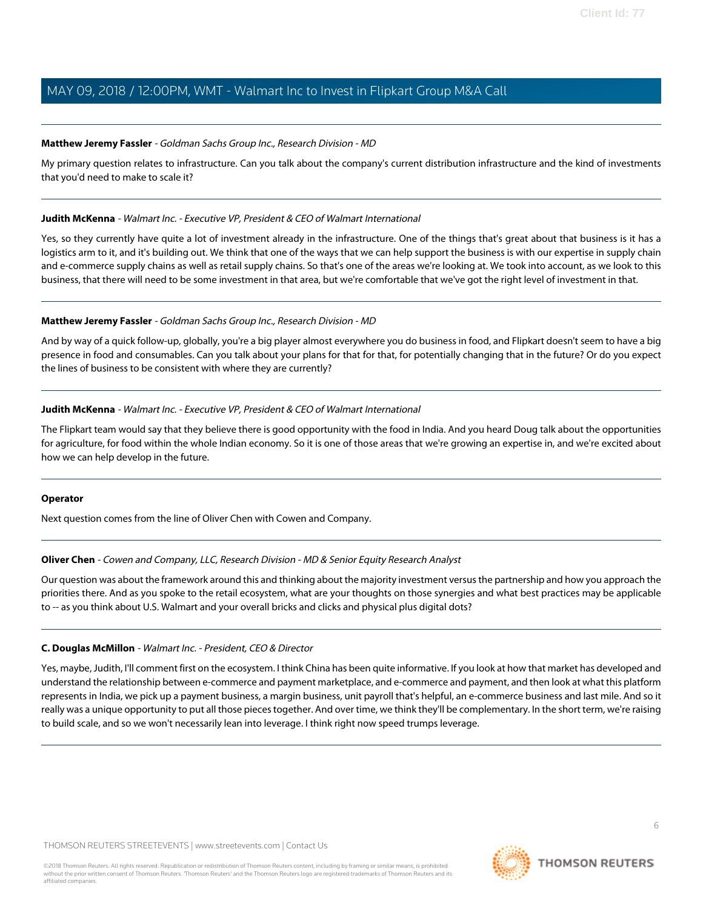**Matthew Jeremy Fassler** - *Goldman Sachs Group Inc., Research Division - MD*

My primary question relates to infrastructure. Can you talk about the company's current distribution infrastructure and the kind of investments that you'd need to make to scale it?

---

**Judith McKenna** - *Walmart Inc. - Executive VP, President & CEO of Walmart International*

Yes, so they currently have quite a lot of investment already in the infrastructure. One of the things that's great about that business is it has a logistics arm to it, and it's building out. We think that one of the ways that we can help support the business is with our expertise in supply chain and e-commerce supply chains as well as retail supply chains. So that's one of the areas we're looking at. We took into account, as we look to this business, that there will need to be some investment in that area, but we're comfortable that we've got the right level of investment in that.

---

**Matthew Jeremy Fassler** - *Goldman Sachs Group Inc., Research Division - MD*

And by way of a quick follow-up, globally, you're a big player almost everywhere you do business in food, and Flipkart doesn't seem to have a big presence in food and consumables. Can you talk about your plans for that for that, for potentially changing that in the future? Or do you expect the lines of business to be consistent with where they are currently?

---

**Judith McKenna** - *Walmart Inc. - Executive VP, President & CEO of Walmart International*

The Flipkart team would say that they believe there is good opportunity with the food in India. And you heard Doug talk about the opportunities for agriculture, for food within the whole Indian economy. So it is one of those areas that we're growing an expertise in, and we're excited about how we can help develop in the future.

---

**Operator**

Next question comes from the line of Oliver Chen with Cowen and Company.

---

**Oliver Chen** - *Cowen and Company, LLC, Research Division - MD & Senior Equity Research Analyst*

Our question was about the framework around this and thinking about the majority investment versus the partnership and how you approach the priorities there. And as you spoke to the retail ecosystem, what are your thoughts on those synergies and what best practices may be applicable to -- as you think about U.S. Walmart and your overall bricks and clicks and physical plus digital dots?

---

**C. Douglas McMillon** - *Walmart Inc. - President, CEO & Director*

Yes, maybe, Judith, I'll comment first on the ecosystem. I think China has been quite informative. If you look at how that market has developed and understand the relationship between e-commerce and payment marketplace, and e-commerce and payment, and then look at what this platform represents in India, we pick up a payment business, a margin business, unit payroll that's helpful, an e-commerce business and last mile. And so it really was a unique opportunity to put all those pieces together. And over time, we think they'll be complementary. In the short term, we're raising to build scale, and so we won't necessarily lean into leverage. I think right now speed trumps leverage.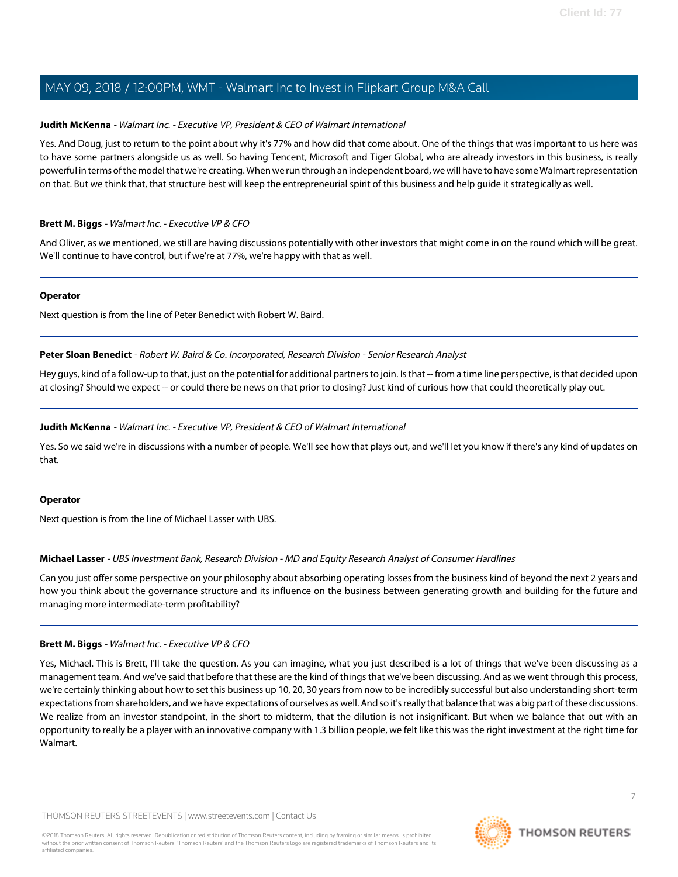**Judith McKenna** - *Walmart Inc. - Executive VP, President & CEO of Walmart International*

Yes. And Doug, just to return to the point about why it's 77% and how did that come about. One of the things that was important to us here was to have some partners alongside us as well. So having Tencent, Microsoft and Tiger Global, who are already investors in this business, is really powerful in terms of the model that we're creating. When we run through an independent board, we will have to have some Walmart representation on that. But we think that, that structure best will keep the entrepreneurial spirit of this business and help guide it strategically as well.

---

**Brett M. Biggs** - *Walmart Inc. - Executive VP & CFO*

And Oliver, as we mentioned, we still are having discussions potentially with other investors that might come in on the round which will be great. We'll continue to have control, but if we're at 77%, we're happy with that as well.

---

**Operator**

Next question is from the line of Peter Benedict with Robert W. Baird.

---

**Peter Sloan Benedict** - *Robert W. Baird & Co. Incorporated, Research Division - Senior Research Analyst*

Hey guys, kind of a follow-up to that, just on the potential for additional partners to join. Is that -- from a time line perspective, is that decided upon at closing? Should we expect -- or could there be news on that prior to closing? Just kind of curious how that could theoretically play out.

---

**Judith McKenna** - *Walmart Inc. - Executive VP, President & CEO of Walmart International*

Yes. So we said we're in discussions with a number of people. We'll see how that plays out, and we'll let you know if there's any kind of updates on that.

---

**Operator**

Next question is from the line of Michael Lasser with UBS.

---

**Michael Lasser** - *UBS Investment Bank, Research Division - MD and Equity Research Analyst of Consumer Hardlines*

Can you just offer some perspective on your philosophy about absorbing operating losses from the business kind of beyond the next 2 years and how you think about the governance structure and its influence on the business between generating growth and building for the future and managing more intermediate-term profitability?

---

**Brett M. Biggs** - *Walmart Inc. - Executive VP & CFO*

Yes, Michael. This is Brett, I'll take the question. As you can imagine, what you just described is a lot of things that we've been discussing as a management team. And we've said that before that these are the kind of things that we've been discussing. And as we went through this process, we're certainly thinking about how to set this business up 10, 20, 30 years from now to be incredibly successful but also understanding short-term expectations from shareholders, and we have expectations of ourselves as well. And so it's really that balance that was a big part of these discussions. We realize from an investor standpoint, in the short to midterm, that the dilution is not insignificant. But when we balance that out with an opportunity to really be a player with an innovative company with 1.3 billion people, we felt like this was the right investment at the right time for Walmart.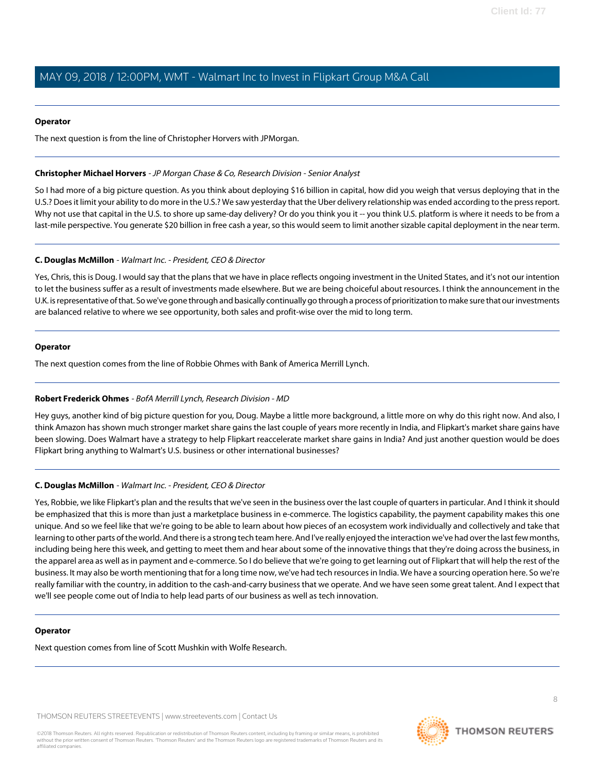**Operator**

The next question is from the line of Christopher Horvers with JPMorgan.

---

**Christopher Michael Horvers** - *JP Morgan Chase & Co, Research Division - Senior Analyst*

So I had more of a big picture question. As you think about deploying $16 billion in capital, how did you weigh that versus deploying that in the U.S.? Does it limit your ability to do more in the U.S.? We saw yesterday that the Uber delivery relationship was ended according to the press report. Why not use that capital in the U.S. to shore up same-day delivery? Or do you think you it -- you think U.S. platform is where it needs to be from a last-mile perspective. You generate $20 billion in free cash a year, so this would seem to limit another sizable capital deployment in the near term.

---

**C. Douglas McMillon** - *Walmart Inc. - President, CEO & Director*

Yes, Chris, this is Doug. I would say that the plans that we have in place reflects ongoing investment in the United States, and it's not our intention to let the business suffer as a result of investments made elsewhere. But we are being choiceful about resources. I think the announcement in the U.K. is representative of that. So we've gone through and basically continually go through a process of prioritization to make sure that our investments are balanced relative to where we see opportunity, both sales and profit-wise over the mid to long term.

---

**Operator**

The next question comes from the line of Robbie Ohmes with Bank of America Merrill Lynch.

---

**Robert Frederick Ohmes** - *BofA Merrill Lynch, Research Division - MD*

Hey guys, another kind of big picture question for you, Doug. Maybe a little more background, a little more on why do this right now. And also, I think Amazon has shown much stronger market share gains the last couple of years more recently in India, and Flipkart's market share gains have been slowing. Does Walmart have a strategy to help Flipkart reaccelerate market share gains in India? And just another question would be does Flipkart bring anything to Walmart's U.S. business or other international businesses?

---

**C. Douglas McMillon** - *Walmart Inc. - President, CEO & Director*

Yes, Robbie, we like Flipkart's plan and the results that we've seen in the business over the last couple of quarters in particular. And I think it should be emphasized that this is more than just a marketplace business in e-commerce. The logistics capability, the payment capability makes this one unique. And so we feel like that we're going to be able to learn about how pieces of an ecosystem work individually and collectively and take that learning to other parts of the world. And there is a strong tech team here. And I've really enjoyed the interaction we've had over the last few months, including being here this week, and getting to meet them and hear about some of the innovative things that they're doing across the business, in the apparel area as well as in payment and e-commerce. So I do believe that we're going to get learning out of Flipkart that will help the rest of the business. It may also be worth mentioning that for a long time now, we've had tech resources in India. We have a sourcing operation here. So we're really familiar with the country, in addition to the cash-and-carry business that we operate. And we have seen some great talent. And I expect that we'll see people come out of India to help lead parts of our business as well as tech innovation.

---

**Operator**

Next question comes from line of Scott Mushkin with Wolfe Research.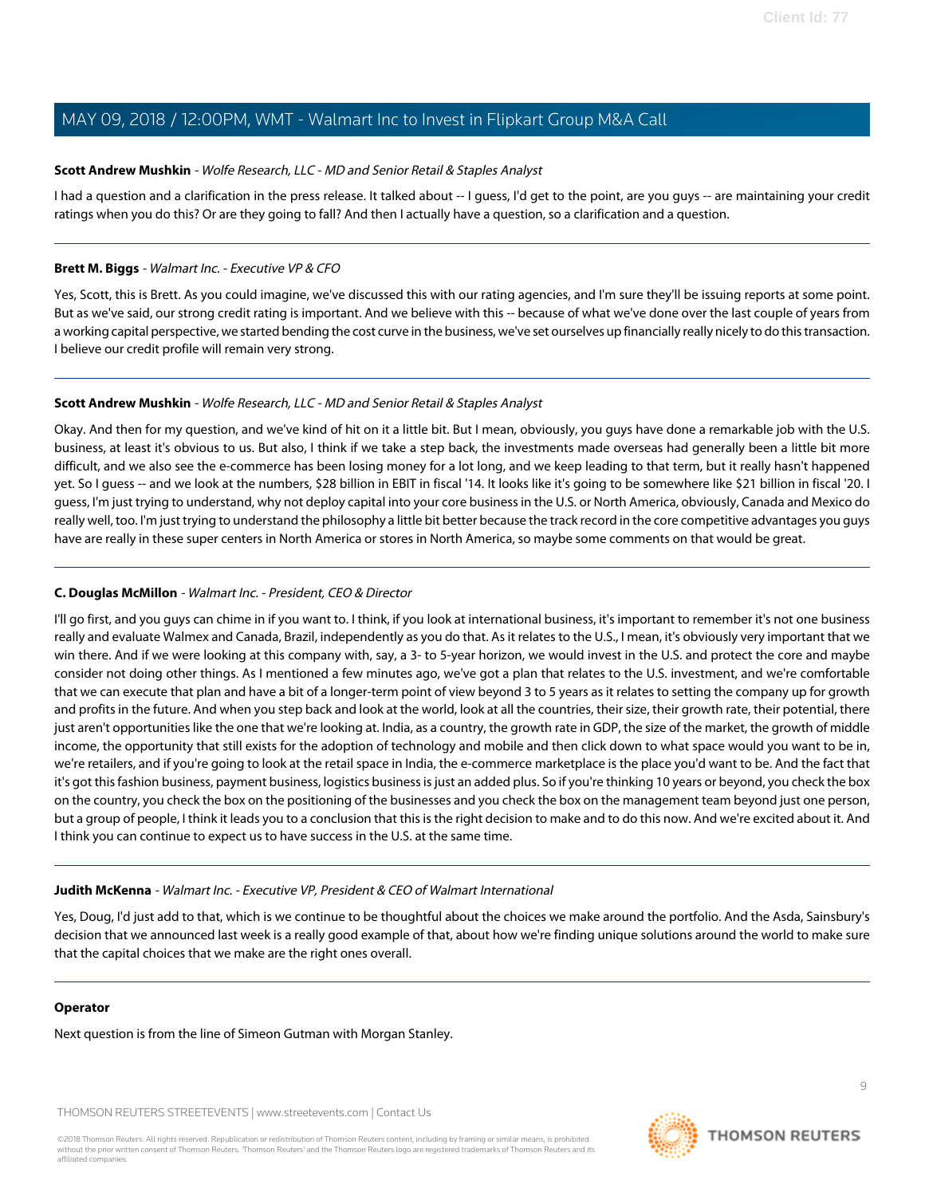**Scott Andrew Mushkin** - *Wolfe Research, LLC - MD and Senior Retail & Staples Analyst*

I had a question and a clarification in the press release. It talked about -- I guess, I'd get to the point, are you guys -- are maintaining your credit ratings when you do this? Or are they going to fall? And then I actually have a question, so a clarification and a question.

---

**Brett M. Biggs** - *Walmart Inc. - Executive VP & CFO*

Yes, Scott, this is Brett. As you could imagine, we've discussed this with our rating agencies, and I'm sure they'll be issuing reports at some point. But as we've said, our strong credit rating is important. And we believe with this -- because of what we've done over the last couple of years from a working capital perspective, we started bending the cost curve in the business, we've set ourselves up financially really nicely to do this transaction. I believe our credit profile will remain very strong.

---

**Scott Andrew Mushkin** - *Wolfe Research, LLC - MD and Senior Retail & Staples Analyst*

Okay. And then for my question, and we've kind of hit on it a little bit. But I mean, obviously, you guys have done a remarkable job with the U.S. business, at least it's obvious to us. But also, I think if we take a step back, the investments made overseas had generally been a little bit more difficult, and we also see the e-commerce has been losing money for a lot long, and we keep leading to that term, but it really hasn't happened yet. So I guess -- and we look at the numbers, $28 billion in EBIT in fiscal '14. It looks like it's going to be somewhere like $21 billion in fiscal '20. I guess, I'm just trying to understand, why not deploy capital into your core business in the U.S. or North America, obviously, Canada and Mexico do really well, too. I'm just trying to understand the philosophy a little bit better because the track record in the core competitive advantages you guys have are really in these super centers in North America or stores in North America, so maybe some comments on that would be great.

---

**C. Douglas McMillon** - *Walmart Inc. - President, CEO & Director*

I'll go first, and you guys can chime in if you want to. I think, if you look at international business, it's important to remember it's not one business really and evaluate Walmex and Canada, Brazil, independently as you do that. As it relates to the U.S., I mean, it's obviously very important that we win there. And if we were looking at this company with, say, a 3- to 5-year horizon, we would invest in the U.S. and protect the core and maybe consider not doing other things. As I mentioned a few minutes ago, we've got a plan that relates to the U.S. investment, and we're comfortable that we can execute that plan and have a bit of a longer-term point of view beyond 3 to 5 years as it relates to setting the company up for growth and profits in the future. And when you step back and look at the world, look at all the countries, their size, their growth rate, their potential, there just aren't opportunities like the one that we're looking at. India, as a country, the growth rate in GDP, the size of the market, the growth of middle income, the opportunity that still exists for the adoption of technology and mobile and then click down to what space would you want to be in, we're retailers, and if you're going to look at the retail space in India, the e-commerce marketplace is the place you'd want to be. And the fact that it's got this fashion business, payment business, logistics business is just an added plus. So if you're thinking 10 years or beyond, you check the box on the country, you check the box on the positioning of the businesses and you check the box on the management team beyond just one person, but a group of people, I think it leads you to a conclusion that this is the right decision to make and to do this now. And we're excited about it. And I think you can continue to expect us to have success in the U.S. at the same time.

---

**Judith McKenna** - *Walmart Inc. - Executive VP, President & CEO of Walmart International*

Yes, Doug, I'd just add to that, which is we continue to be thoughtful about the choices we make around the portfolio. And the Asda, Sainsbury's decision that we announced last week is a really good example of that, about how we're finding unique solutions around the world to make sure that the capital choices that we make are the right ones overall.

---

**Operator**

Next question is from the line of Simeon Gutman with Morgan Stanley.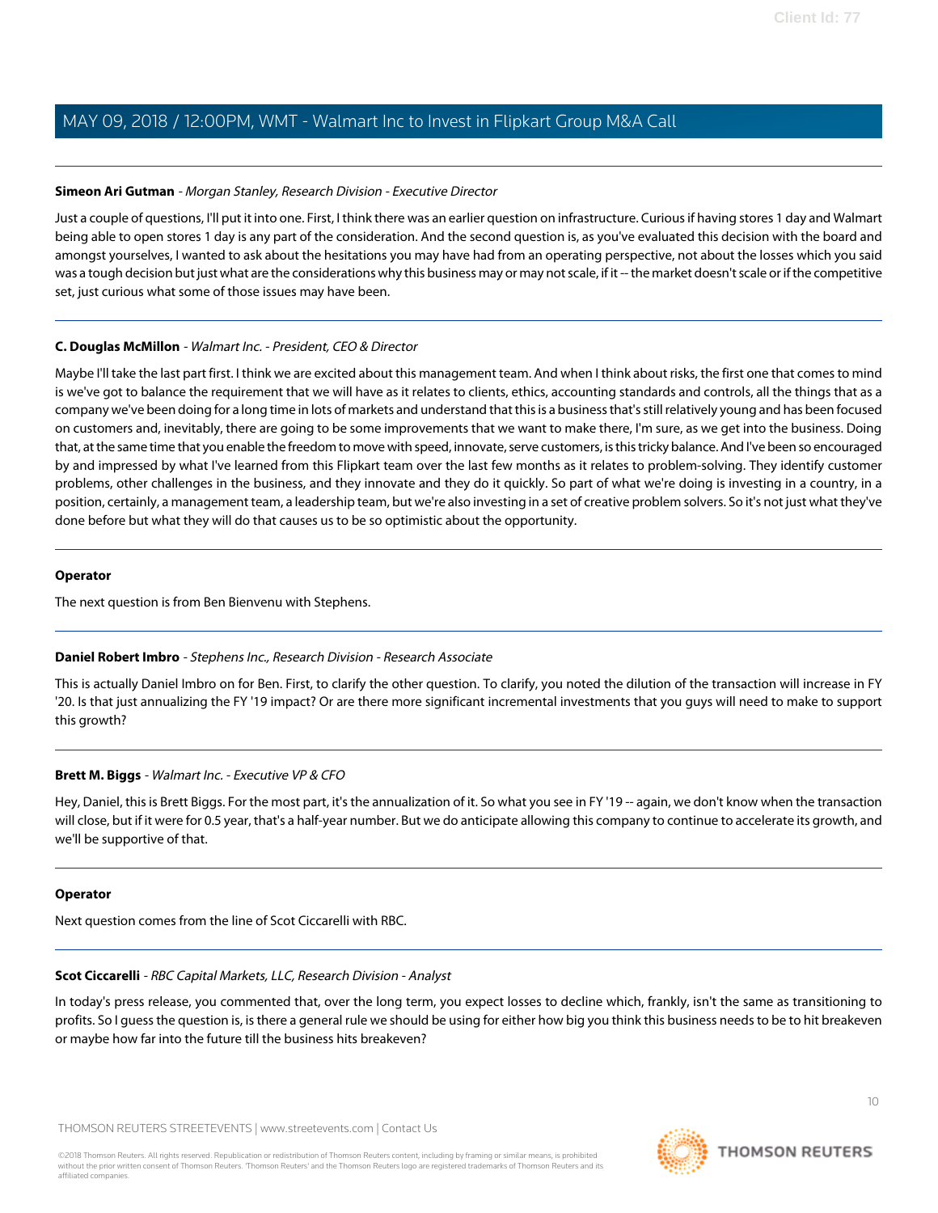**Simeon Ari Gutman** - *Morgan Stanley, Research Division - Executive Director*

Just a couple of questions, I'll put it into one. First, I think there was an earlier question on infrastructure. Curious if having stores 1 day and Walmart being able to open stores 1 day is any part of the consideration. And the second question is, as you've evaluated this decision with the board and amongst yourselves, I wanted to ask about the hesitations you may have had from an operating perspective, not about the losses which you said was a tough decision but just what are the considerations why this business may or may not scale, if it -- the market doesn't scale or if the competitive set, just curious what some of those issues may have been.

**C. Douglas McMillon** - *Walmart Inc. - President, CEO & Director*

Maybe I'll take the last part first. I think we are excited about this management team. And when I think about risks, the first one that comes to mind is we've got to balance the requirement that we will have as it relates to clients, ethics, accounting standards and controls, all the things that as a company we've been doing for a long time in lots of markets and understand that this is a business that's still relatively young and has been focused on customers and, inevitably, there are going to be some improvements that we want to make there, I'm sure, as we get into the business. Doing that, at the same time that you enable the freedom to move with speed, innovate, serve customers, is this tricky balance. And I've been so encouraged by and impressed by what I've learned from this Flipkart team over the last few months as it relates to problem-solving. They identify customer problems, other challenges in the business, and they innovate and they do it quickly. So part of what we're doing is investing in a country, in a position, certainly, a management team, a leadership team, but we're also investing in a set of creative problem solvers. So it's not just what they've done before but what they will do that causes us to be so optimistic about the opportunity.

**Operator**

The next question is from Ben Bienvenu with Stephens.

**Daniel Robert Imbro** - *Stephens Inc., Research Division - Research Associate*

This is actually Daniel Imbro on for Ben. First, to clarify the other question. To clarify, you noted the dilution of the transaction will increase in FY '20. Is that just annualizing the FY '19 impact? Or are there more significant incremental investments that you guys will need to make to support this growth?

**Brett M. Biggs** - *Walmart Inc. - Executive VP & CFO*

Hey, Daniel, this is Brett Biggs. For the most part, it's the annualization of it. So what you see in FY '19 -- again, we don't know when the transaction will close, but if it were for 0.5 year, that's a half-year number. But we do anticipate allowing this company to continue to accelerate its growth, and we'll be supportive of that.

**Operator**

Next question comes from the line of Scot Ciccarelli with RBC.

**Scot Ciccarelli** - *RBC Capital Markets, LLC, Research Division - Analyst*

In today's press release, you commented that, over the long term, you expect losses to decline which, frankly, isn't the same as transitioning to profits. So I guess the question is, is there a general rule we should be using for either how big you think this business needs to be to hit breakeven or maybe how far into the future till the business hits breakeven?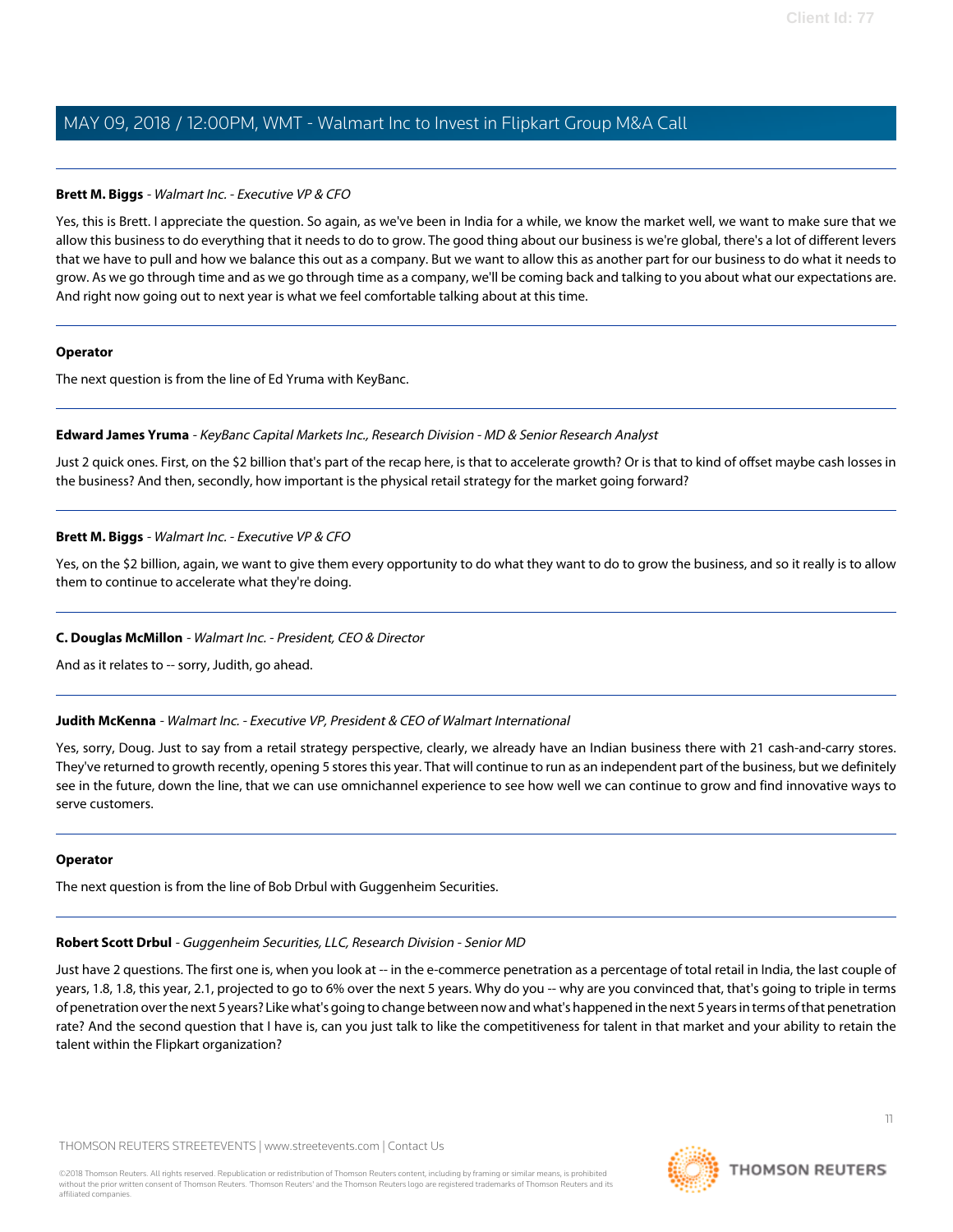**Brett M. Biggs** - *Walmart Inc. - Executive VP & CFO*

Yes, this is Brett. I appreciate the question. So again, as we've been in India for a while, we know the market well, we want to make sure that we allow this business to do everything that it needs to do to grow. The good thing about our business is we're global, there's a lot of different levers that we have to pull and how we balance this out as a company. But we want to allow this as another part for our business to do what it needs to grow. As we go through time and as we go through time as a company, we'll be coming back and talking to you about what our expectations are. And right now going out to next year is what we feel comfortable talking about at this time.

---

**Operator**

The next question is from the line of Ed Yruma with KeyBanc.

---

**Edward James Yruma** - *KeyBanc Capital Markets Inc., Research Division - MD & Senior Research Analyst*

Just 2 quick ones. First, on the $2 billion that's part of the recap here, is that to accelerate growth? Or is that to kind of offset maybe cash losses in the business? And then, secondly, how important is the physical retail strategy for the market going forward?

---

**Brett M. Biggs** - *Walmart Inc. - Executive VP & CFO*

Yes, on the $2 billion, again, we want to give them every opportunity to do what they want to do to grow the business, and so it really is to allow them to continue to accelerate what they're doing.

---

**C. Douglas McMillon** - *Walmart Inc. - President, CEO & Director*

And as it relates to -- sorry, Judith, go ahead.

---

**Judith McKenna** - *Walmart Inc. - Executive VP, President & CEO of Walmart International*

Yes, sorry, Doug. Just to say from a retail strategy perspective, clearly, we already have an Indian business there with 21 cash-and-carry stores. They've returned to growth recently, opening 5 stores this year. That will continue to run as an independent part of the business, but we definitely see in the future, down the line, that we can use omnichannel experience to see how well we can continue to grow and find innovative ways to serve customers.

---

**Operator**

The next question is from the line of Bob Drbul with Guggenheim Securities.

---

**Robert Scott Drbul** - *Guggenheim Securities, LLC, Research Division - Senior MD*

Just have 2 questions. The first one is, when you look at -- in the e-commerce penetration as a percentage of total retail in India, the last couple of years, 1.8, 1.8, this year, 2.1, projected to go to 6% over the next 5 years. Why do you -- why are you convinced that, that's going to triple in terms of penetration over the next 5 years? Like what's going to change between now and what's happened in the next 5 years in terms of that penetration rate? And the second question that I have is, can you just talk to like the competitiveness for talent in that market and your ability to retain the talent within the Flipkart organization?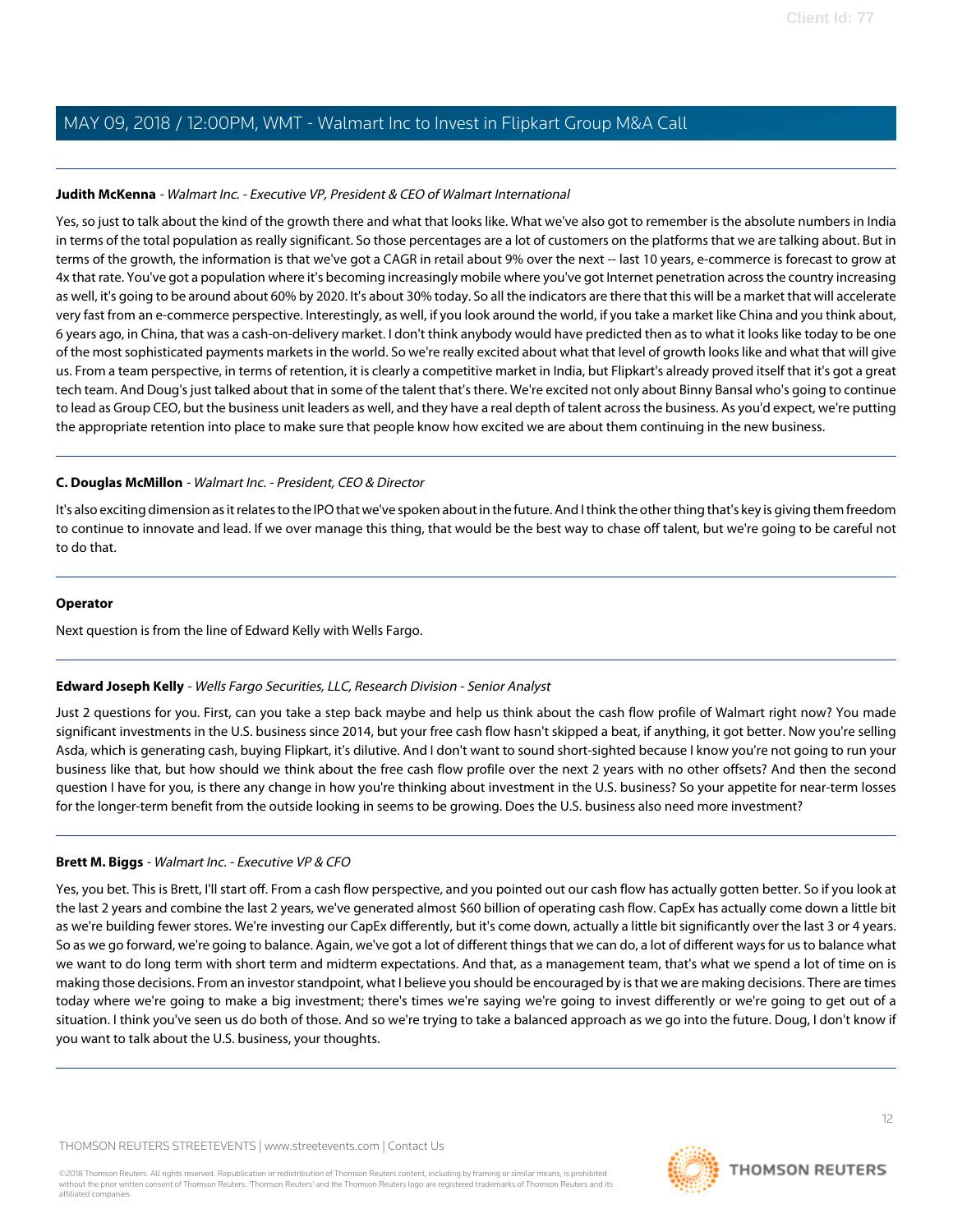**Judith McKenna** - *Walmart Inc. - Executive VP, President & CEO of Walmart International*

Yes, so just to talk about the kind of the growth there and what that looks like. What we've also got to remember is the absolute numbers in India in terms of the total population as really significant. So those percentages are a lot of customers on the platforms that we are talking about. But in terms of the growth, the information is that we've got a CAGR in retail about 9% over the next -- last 10 years, e-commerce is forecast to grow at 4x that rate. You've got a population where it's becoming increasingly mobile where you've got Internet penetration across the country increasing as well, it's going to be around about 60% by 2020. It's about 30% today. So all the indicators are there that this will be a market that will accelerate very fast from an e-commerce perspective. Interestingly, as well, if you look around the world, if you take a market like China and you think about, 6 years ago, in China, that was a cash-on-delivery market. I don't think anybody would have predicted then as to what it looks like today to be one of the most sophisticated payments markets in the world. So we're really excited about what that level of growth looks like and what that will give us. From a team perspective, in terms of retention, it is clearly a competitive market in India, but Flipkart's already proved itself that it's got a great tech team. And Doug's just talked about that in some of the talent that's there. We're excited not only about Binny Bansal who's going to continue to lead as Group CEO, but the business unit leaders as well, and they have a real depth of talent across the business. As you'd expect, we're putting the appropriate retention into place to make sure that people know how excited we are about them continuing in the new business.

---

**C. Douglas McMillon** - *Walmart Inc. - President, CEO & Director*

It's also exciting dimension as it relates to the IPO that we've spoken about in the future. And I think the other thing that's key is giving them freedom to continue to innovate and lead. If we over manage this thing, that would be the best way to chase off talent, but we're going to be careful not to do that.

---

**Operator**

Next question is from the line of Edward Kelly with Wells Fargo.

---

**Edward Joseph Kelly** - *Wells Fargo Securities, LLC, Research Division - Senior Analyst*

Just 2 questions for you. First, can you take a step back maybe and help us think about the cash flow profile of Walmart right now? You made significant investments in the U.S. business since 2014, but your free cash flow hasn't skipped a beat, if anything, it got better. Now you're selling Asda, which is generating cash, buying Flipkart, it's dilutive. And I don't want to sound short-sighted because I know you're not going to run your business like that, but how should we think about the free cash flow profile over the next 2 years with no other offsets? And then the second question I have for you, is there any change in how you're thinking about investment in the U.S. business? So your appetite for near-term losses for the longer-term benefit from the outside looking in seems to be growing. Does the U.S. business also need more investment?

---

**Brett M. Biggs** - *Walmart Inc. - Executive VP & CFO*

Yes, you bet. This is Brett, I'll start off. From a cash flow perspective, and you pointed out our cash flow has actually gotten better. So if you look at the last 2 years and combine the last 2 years, we've generated almost $60 billion of operating cash flow. CapEx has actually come down a little bit as we're building fewer stores. We're investing our CapEx differently, but it's come down, actually a little bit significantly over the last 3 or 4 years. So as we go forward, we're going to balance. Again, we've got a lot of different things that we can do, a lot of different ways for us to balance what we want to do long term with short term and midterm expectations. And that, as a management team, that's what we spend a lot of time on is making those decisions. From an investor standpoint, what I believe you should be encouraged by is that we are making decisions. There are times today where we're going to make a big investment; there's times we're saying we're going to invest differently or we're going to get out of a situation. I think you've seen us do both of those. And so we're trying to take a balanced approach as we go into the future. Doug, I don't know if you want to talk about the U.S. business, your thoughts.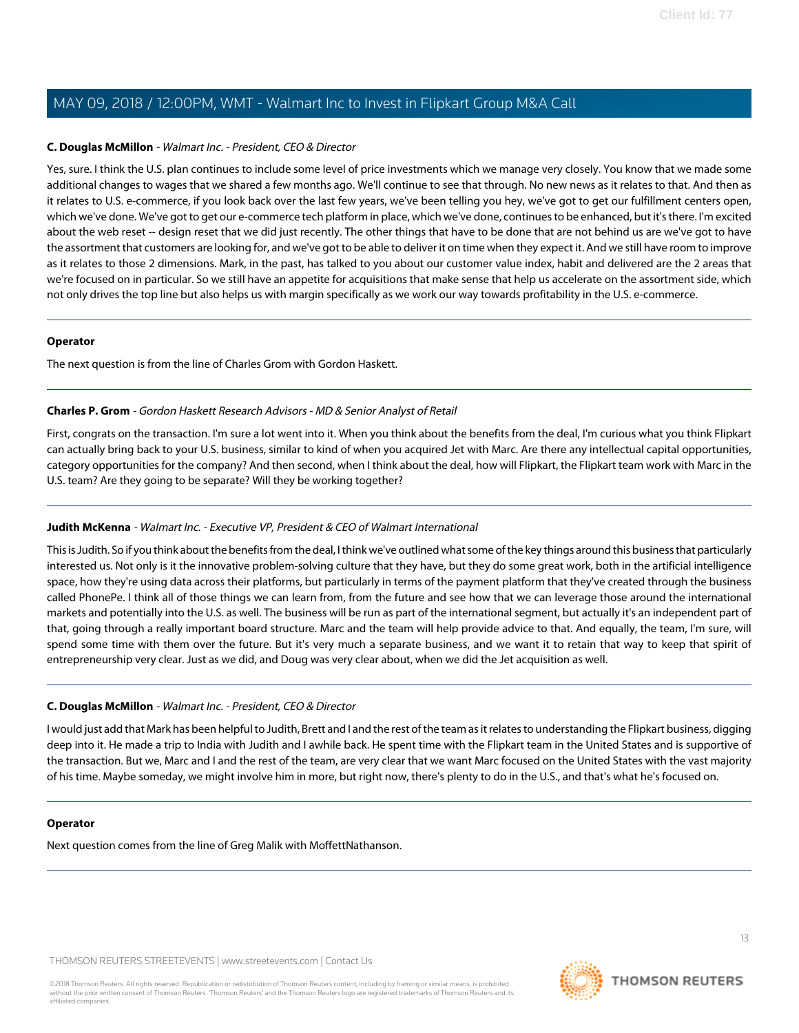**C. Douglas McMillon** - *Walmart Inc. - President, CEO & Director*

Yes, sure. I think the U.S. plan continues to include some level of price investments which we manage very closely. You know that we made some additional changes to wages that we shared a few months ago. We'll continue to see that through. No new news as it relates to that. And then as it relates to U.S. e-commerce, if you look back over the last few years, we've been telling you hey, we've got to get our fulfillment centers open, which we've done. We've got to get our e-commerce tech platform in place, which we've done, continues to be enhanced, but it's there. I'm excited about the web reset -- design reset that we did just recently. The other things that have to be done that are not behind us are we've got to have the assortment that customers are looking for, and we've got to be able to deliver it on time when they expect it. And we still have room to improve as it relates to those 2 dimensions. Mark, in the past, has talked to you about our customer value index, habit and delivered are the 2 areas that we're focused on in particular. So we still have an appetite for acquisitions that make sense that help us accelerate on the assortment side, which not only drives the top line but also helps us with margin specifically as we work our way towards profitability in the U.S. e-commerce.

---

**Operator**

The next question is from the line of Charles Grom with Gordon Haskett.

---

**Charles P. Grom** - *Gordon Haskett Research Advisors - MD & Senior Analyst of Retail*

First, congrats on the transaction. I'm sure a lot went into it. When you think about the benefits from the deal, I'm curious what you think Flipkart can actually bring back to your U.S. business, similar to kind of when you acquired Jet with Marc. Are there any intellectual capital opportunities, category opportunities for the company? And then second, when I think about the deal, how will Flipkart, the Flipkart team work with Marc in the U.S. team? Are they going to be separate? Will they be working together?

---

**Judith McKenna** - *Walmart Inc. - Executive VP, President & CEO of Walmart International*

This is Judith. So if you think about the benefits from the deal, I think we've outlined what some of the key things around this business that particularly interested us. Not only is it the innovative problem-solving culture that they have, but they do some great work, both in the artificial intelligence space, how they're using data across their platforms, but particularly in terms of the payment platform that they've created through the business called PhonePe. I think all of those things we can learn from, from the future and see how that we can leverage those around the international markets and potentially into the U.S. as well. The business will be run as part of the international segment, but actually it's an independent part of that, going through a really important board structure. Marc and the team will help provide advice to that. And equally, the team, I'm sure, will spend some time with them over the future. But it's very much a separate business, and we want it to retain that way to keep that spirit of entrepreneurship very clear. Just as we did, and Doug was very clear about, when we did the Jet acquisition as well.

---

**C. Douglas McMillon** - *Walmart Inc. - President, CEO & Director*

I would just add that Mark has been helpful to Judith, Brett and I and the rest of the team as it relates to understanding the Flipkart business, digging deep into it. He made a trip to India with Judith and I awhile back. He spent time with the Flipkart team in the United States and is supportive of the transaction. But we, Marc and I and the rest of the team, are very clear that we want Marc focused on the United States with the vast majority of his time. Maybe someday, we might involve him in more, but right now, there's plenty to do in the U.S., and that's what he's focused on.

---

**Operator**

Next question comes from the line of Greg Malik with MoffettNathanson.

---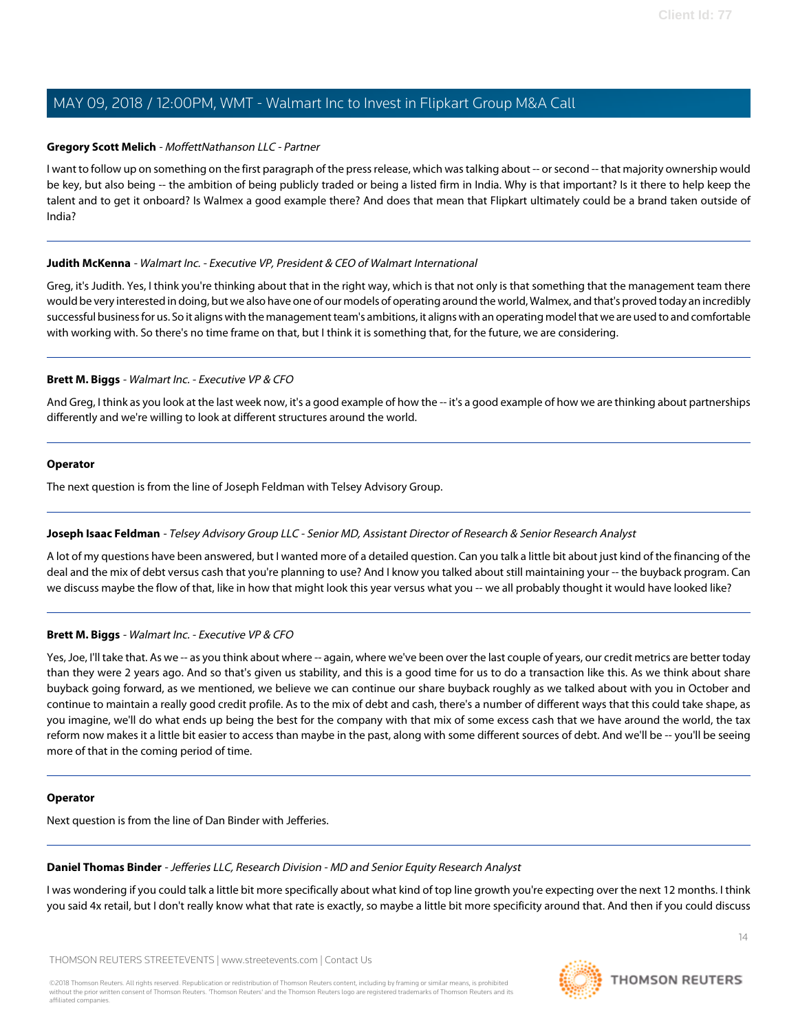**Gregory Scott Melich** - *MoffettNathanson LLC - Partner*

I want to follow up on something on the first paragraph of the press release, which was talking about -- or second -- that majority ownership would be key, but also being -- the ambition of being publicly traded or being a listed firm in India. Why is that important? Is it there to help keep the talent and to get it onboard? Is Walmex a good example there? And does that mean that Flipkart ultimately could be a brand taken outside of India?

---

**Judith McKenna** - *Walmart Inc. - Executive VP, President & CEO of Walmart International*

Greg, it's Judith. Yes, I think you're thinking about that in the right way, which is that not only is that something that the management team there would be very interested in doing, but we also have one of our models of operating around the world, Walmex, and that's proved today an incredibly successful business for us. So it aligns with the management team's ambitions, it aligns with an operating model that we are used to and comfortable with working with. So there's no time frame on that, but I think it is something that, for the future, we are considering.

---

**Brett M. Biggs** - *Walmart Inc. - Executive VP & CFO*

And Greg, I think as you look at the last week now, it's a good example of how the -- it's a good example of how we are thinking about partnerships differently and we're willing to look at different structures around the world.

---

**Operator**

The next question is from the line of Joseph Feldman with Telsey Advisory Group.

---

**Joseph Isaac Feldman** - *Telsey Advisory Group LLC - Senior MD, Assistant Director of Research & Senior Research Analyst*

A lot of my questions have been answered, but I wanted more of a detailed question. Can you talk a little bit about just kind of the financing of the deal and the mix of debt versus cash that you're planning to use? And I know you talked about still maintaining your -- the buyback program. Can we discuss maybe the flow of that, like in how that might look this year versus what you -- we all probably thought it would have looked like?

---

**Brett M. Biggs** - *Walmart Inc. - Executive VP & CFO*

Yes, Joe, I'll take that. As we -- as you think about where -- again, where we've been over the last couple of years, our credit metrics are better today than they were 2 years ago. And so that's given us stability, and this is a good time for us to do a transaction like this. As we think about share buyback going forward, as we mentioned, we believe we can continue our share buyback roughly as we talked about with you in October and continue to maintain a really good credit profile. As to the mix of debt and cash, there's a number of different ways that this could take shape, as you imagine, we'll do what ends up being the best for the company with that mix of some excess cash that we have around the world, the tax reform now makes it a little bit easier to access than maybe in the past, along with some different sources of debt. And we'll be -- you'll be seeing more of that in the coming period of time.

---

**Operator**

Next question is from the line of Dan Binder with Jefferies.

---

**Daniel Thomas Binder** - *Jefferies LLC, Research Division - MD and Senior Equity Research Analyst*

I was wondering if you could talk a little bit more specifically about what kind of top line growth you're expecting over the next 12 months. I think you said 4x retail, but I don't really know what that rate is exactly, so maybe a little bit more specificity around that. And then if you could discuss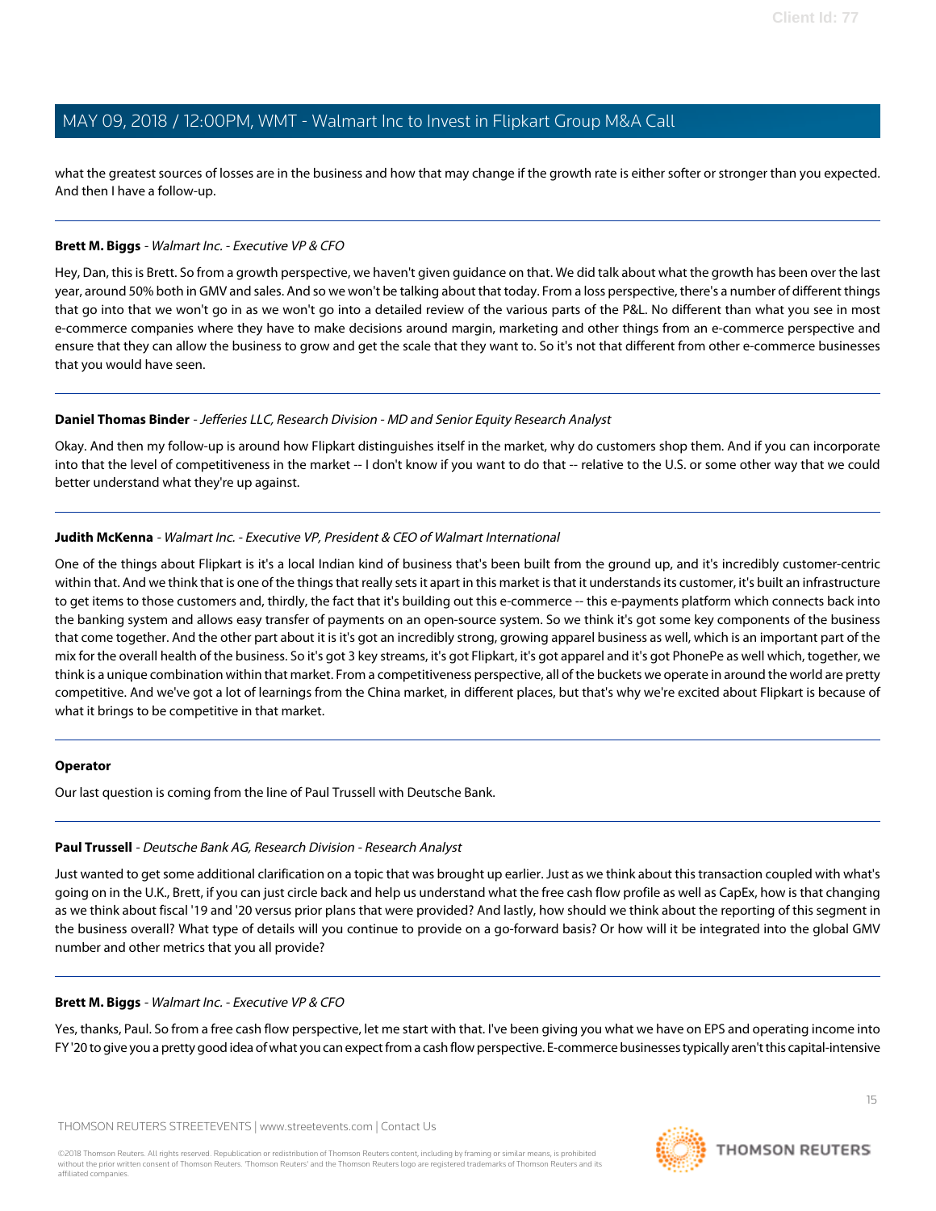what the greatest sources of losses are in the business and how that may change if the growth rate is either softer or stronger than you expected. And then I have a follow-up.

---

**Brett M. Biggs** - *Walmart Inc. - Executive VP & CFO*

Hey, Dan, this is Brett. So from a growth perspective, we haven't given guidance on that. We did talk about what the growth has been over the last year, around 50% both in GMV and sales. And so we won't be talking about that today. From a loss perspective, there's a number of different things that go into that we won't go in as we won't go into a detailed review of the various parts of the P&L. No different than what you see in most e-commerce companies where they have to make decisions around margin, marketing and other things from an e-commerce perspective and ensure that they can allow the business to grow and get the scale that they want to. So it's not that different from other e-commerce businesses that you would have seen.

---

**Daniel Thomas Binder** - *Jefferies LLC, Research Division - MD and Senior Equity Research Analyst*

Okay. And then my follow-up is around how Flipkart distinguishes itself in the market, why do customers shop them. And if you can incorporate into that the level of competitiveness in the market -- I don't know if you want to do that -- relative to the U.S. or some other way that we could better understand what they're up against.

---

**Judith McKenna** - *Walmart Inc. - Executive VP, President & CEO of Walmart International*

One of the things about Flipkart is it's a local Indian kind of business that's been built from the ground up, and it's incredibly customer-centric within that. And we think that is one of the things that really sets it apart in this market is that it understands its customer, it's built an infrastructure to get items to those customers and, thirdly, the fact that it's building out this e-commerce -- this e-payments platform which connects back into the banking system and allows easy transfer of payments on an open-source system. So we think it's got some key components of the business that come together. And the other part about it is it's got an incredibly strong, growing apparel business as well, which is an important part of the mix for the overall health of the business. So it's got 3 key streams, it's got Flipkart, it's got apparel and it's got PhonePe as well which, together, we think is a unique combination within that market. From a competitiveness perspective, all of the buckets we operate in around the world are pretty competitive. And we've got a lot of learnings from the China market, in different places, but that's why we're excited about Flipkart is because of what it brings to be competitive in that market.

---

**Operator**

Our last question is coming from the line of Paul Trussell with Deutsche Bank.

---

**Paul Trussell** - *Deutsche Bank AG, Research Division - Research Analyst*

Just wanted to get some additional clarification on a topic that was brought up earlier. Just as we think about this transaction coupled with what's going on in the U.K., Brett, if you can just circle back and help us understand what the free cash flow profile as well as CapEx, how is that changing as we think about fiscal '19 and '20 versus prior plans that were provided? And lastly, how should we think about the reporting of this segment in the business overall? What type of details will you continue to provide on a go-forward basis? Or how will it be integrated into the global GMV number and other metrics that you all provide?

---

**Brett M. Biggs** - *Walmart Inc. - Executive VP & CFO*

Yes, thanks, Paul. So from a free cash flow perspective, let me start with that. I've been giving you what we have on EPS and operating income into FY '20 to give you a pretty good idea of what you can expect from a cash flow perspective. E-commerce businesses typically aren't this capital-intensive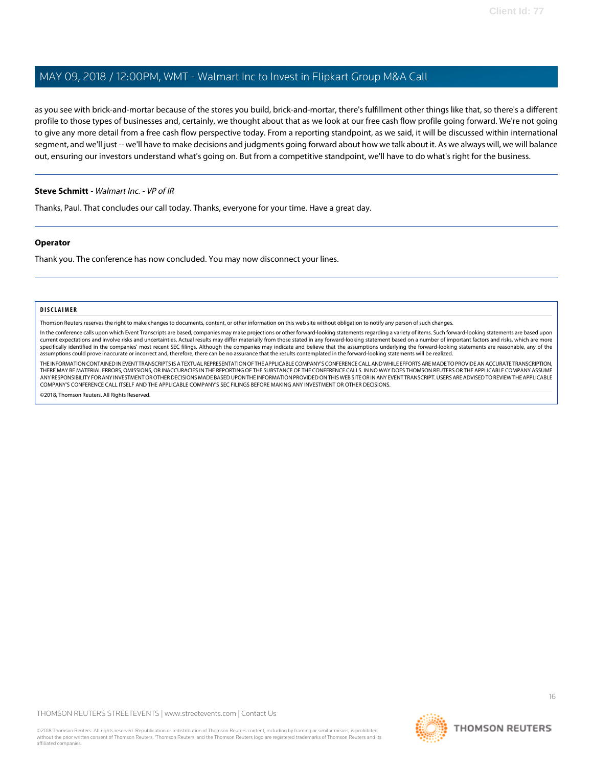as you see with brick-and-mortar because of the stores you build, brick-and-mortar, there's fulfillment other things like that, so there's a different profile to those types of businesses and, certainly, we thought about that as we look at our free cash flow profile going forward. We're not going to give any more detail from a free cash flow perspective today. From a reporting standpoint, as we said, it will be discussed within international segment, and we'll just -- we'll have to make decisions and judgments going forward about how we talk about it. As we always will, we will balance out, ensuring our investors understand what's going on. But from a competitive standpoint, we'll have to do what's right for the business.

---

**Steve Schmitt** - *Walmart Inc. - VP of IR*

Thanks, Paul. That concludes our call today. Thanks, everyone for your time. Have a great day.

---

**Operator**

Thank you. The conference has now concluded. You may now disconnect your lines.

---

**DISCLAIMER**

Thomson Reuters reserves the right to make changes to documents, content, or other information on this web site without obligation to notify any person of such changes.

In the conference calls upon which Event Transcripts are based, companies may make projections or other forward-looking statements regarding a variety of items. Such forward-looking statements are based upon current expectations and involve risks and uncertainties. Actual results may differ materially from those stated in any forward-looking statement based on a number of important factors and risks, which are more specifically identified in the companies' most recent SEC filings. Although the companies may indicate and believe that the assumptions underlying the forward-looking statements are reasonable, any of the assumptions could prove inaccurate or incorrect and, therefore, there can be no assurance that the results contemplated in the forward-looking statements will be realized.

THE INFORMATION CONTAINED IN EVENT TRANSCRIPTS IS A TEXTUAL REPRESENTATION OF THE APPLICABLE COMPANY'S CONFERENCE CALL AND WHILE EFFORTS ARE MADE TO PROVIDE AN ACCURATE TRANSCRIPTION, THERE MAY BE MATERIAL ERRORS, OMISSIONS, OR INACCURACIES IN THE REPORTING OF THE SUBSTANCE OF THE CONFERENCE CALLS. IN NO WAY DOES THOMSON REUTERS OR THE APPLICABLE COMPANY ASSUME ANY RESPONSIBILITY FOR ANY INVESTMENT OR OTHER DECISIONS MADE BASED UPON THE INFORMATION PROVIDED ON THIS WEB SITE OR IN ANY EVENT TRANSCRIPT. USERS ARE ADVISED TO REVIEW THE APPLICABLE COMPANY'S CONFERENCE CALL ITSELF AND THE APPLICABLE COMPANY'S SEC FILINGS BEFORE MAKING ANY INVESTMENT OR OTHER DECISIONS.

©2018, Thomson Reuters. All Rights Reserved.